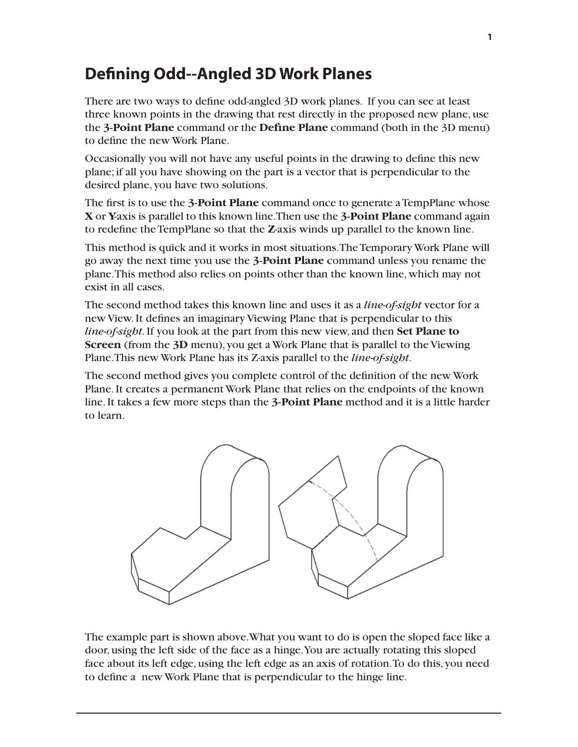# Defining Odd--Angled 3D Work Planes

There are two ways to define odd-angled 3D work planes. If you can see at least three known points in the drawing that rest directly in the proposed new plane, use the **3-Point Plane** command or the **Define Plane** command (both in the 3D menu) to define the new Work Plane.

Occasionally you will not have any useful points in the drawing to define this new plane; if all you have showing on the part is a vector that is perpendicular to the desired plane, you have two solutions.

The first is to use the **3-Point Plane** command once to generate a TempPlane whose **X** or **Y**-axis is parallel to this known line.Then use the **3-Point Plane** command again to redefine the TempPlane so that the **Z**-axis winds up parallel to the known line.

This method is quick and it works in most situations.The Temporary Work Plane will go away the next time you use the **3-Point Plane** command unless you rename the plane.This method also relies on points other than the known line, which may not exist in all cases.

The second method takes this known line and uses it as a *line-of-sight* vector for a new View. It defines an imaginary Viewing Plane that is perpendicular to this *line-of-sight*. If you look at the part from this new view, and then **Set Plane to Screen** (from the **3D** menu), you get a Work Plane that is parallel to the Viewing Plane.This new Work Plane has its Z-axis parallel to the *line-of-sight*.

The second method gives you complete control of the definition of the new Work Plane. It creates a permanent Work Plane that relies on the endpoints of the known line. It takes a few more steps than the **3-Point Plane** method and it is a little harder to learn.

The example part is shown above.What you want to do is open the sloped face like a door, using the left side of the face as a hinge.You are actually rotating this sloped face about its left edge, using the left edge as an axis of rotation.To do this, you need to define a new Work Plane that is perpendicular to the hinge line.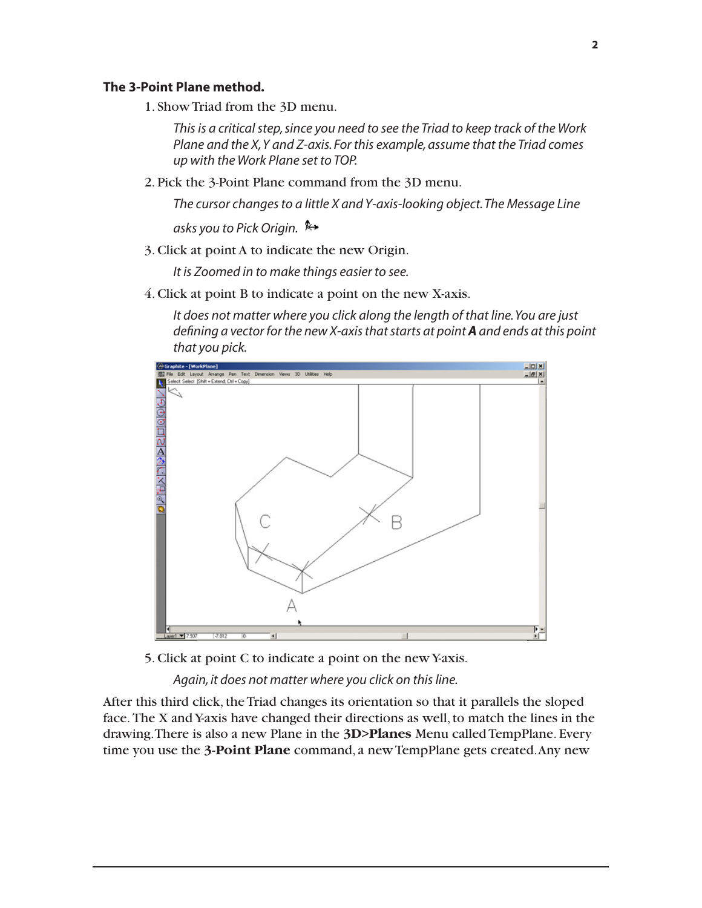**The 3-Point Plane method.**

1. Show Triad from the 3D menu.

   *This is a critical step, since you need to see the Triad to keep track of the Work Plane and the X, Y and Z-axis. For this example, assume that the Triad comes up with the Work Plane set to TOP.*

2. Pick the 3-Point Plane command from the 3D menu.

   *The cursor changes to a little X and Y-axis-looking object. The Message Line asks you to Pick Origin.*

3. Click at point A to indicate the new Origin.

   *It is Zoomed in to make things easier to see.*

4. Click at point B to indicate a point on the new X-axis.

   *It does not matter where you click along the length of that line. You are just defining a vector for the new X-axis that starts at point **A** and ends at this point that you pick.*

5. Click at point C to indicate a point on the new Y-axis.

   *Again, it does not matter where you click on this line.*

After this third click, the Triad changes its orientation so that it parallels the sloped face. The X and Y-axis have changed their directions as well, to match the lines in the drawing. There is also a new Plane in the **3D>Planes** Menu called TempPlane. Every time you use the **3-Point Plane** command, a new TempPlane gets created. Any new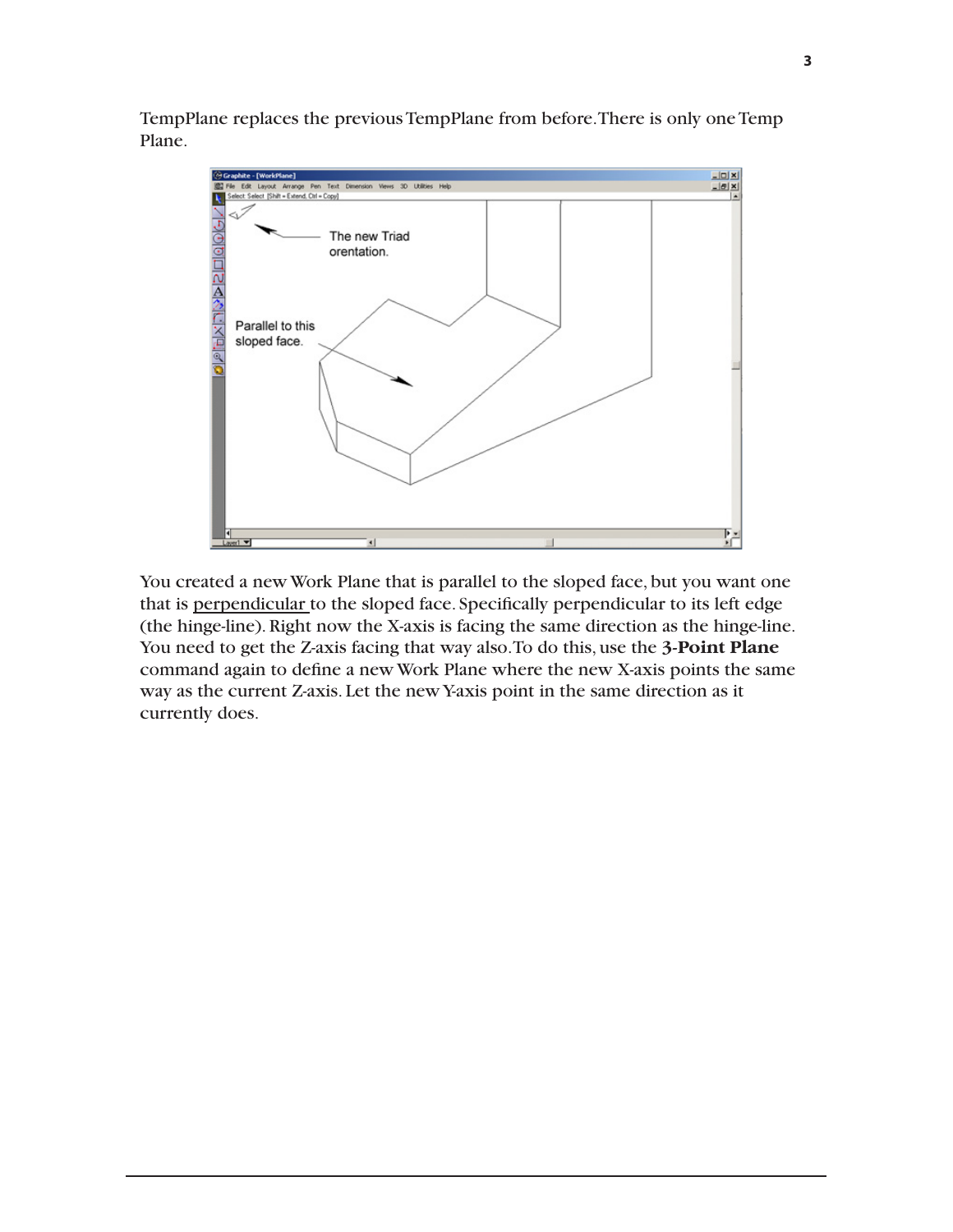TempPlane replaces the previous TempPlane from before. There is only one Temp Plane.

You created a new Work Plane that is parallel to the sloped face, but you want one that is perpendicular to the sloped face. Specifically perpendicular to its left edge (the hinge-line). Right now the X-axis is facing the same direction as the hinge-line. You need to get the Z-axis facing that way also. To do this, use the **3-Point Plane** command again to define a new Work Plane where the new X-axis points the same way as the current Z-axis. Let the new Y-axis point in the same direction as it currently does.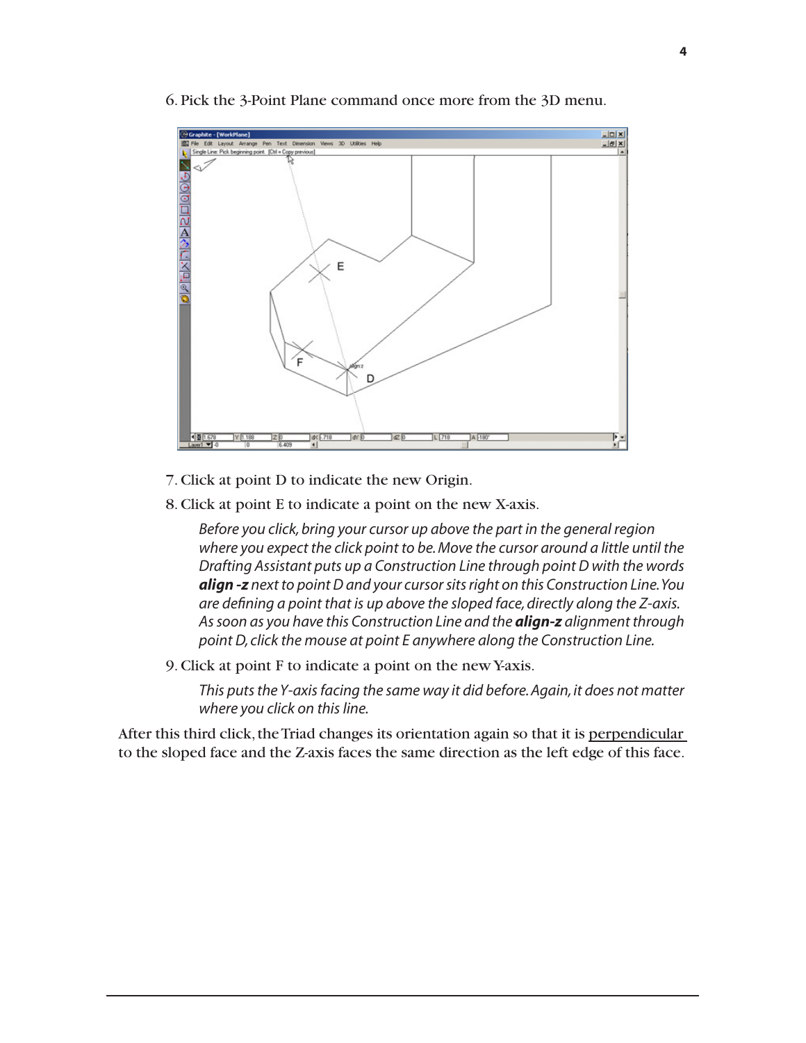6. Pick the 3-Point Plane command once more from the 3D menu.

7. Click at point D to indicate the new Origin.

8. Click at point E to indicate a point on the new X-axis.

   *Before you click, bring your cursor up above the part in the general region where you expect the click point to be. Move the cursor around a little until the Drafting Assistant puts up a Construction Line through point D with the words **align -z** next to point D and your cursor sits right on this Construction Line. You are defining a point that is up above the sloped face, directly along the Z-axis. As soon as you have this Construction Line and the **align-z** alignment through point D, click the mouse at point E anywhere along the Construction Line.*

9. Click at point F to indicate a point on the new Y-axis.

   *This puts the Y-axis facing the same way it did before. Again, it does not matter where you click on this line.*

After this third click, the Triad changes its orientation again so that it is perpendicular to the sloped face and the Z-axis faces the same direction as the left edge of this face.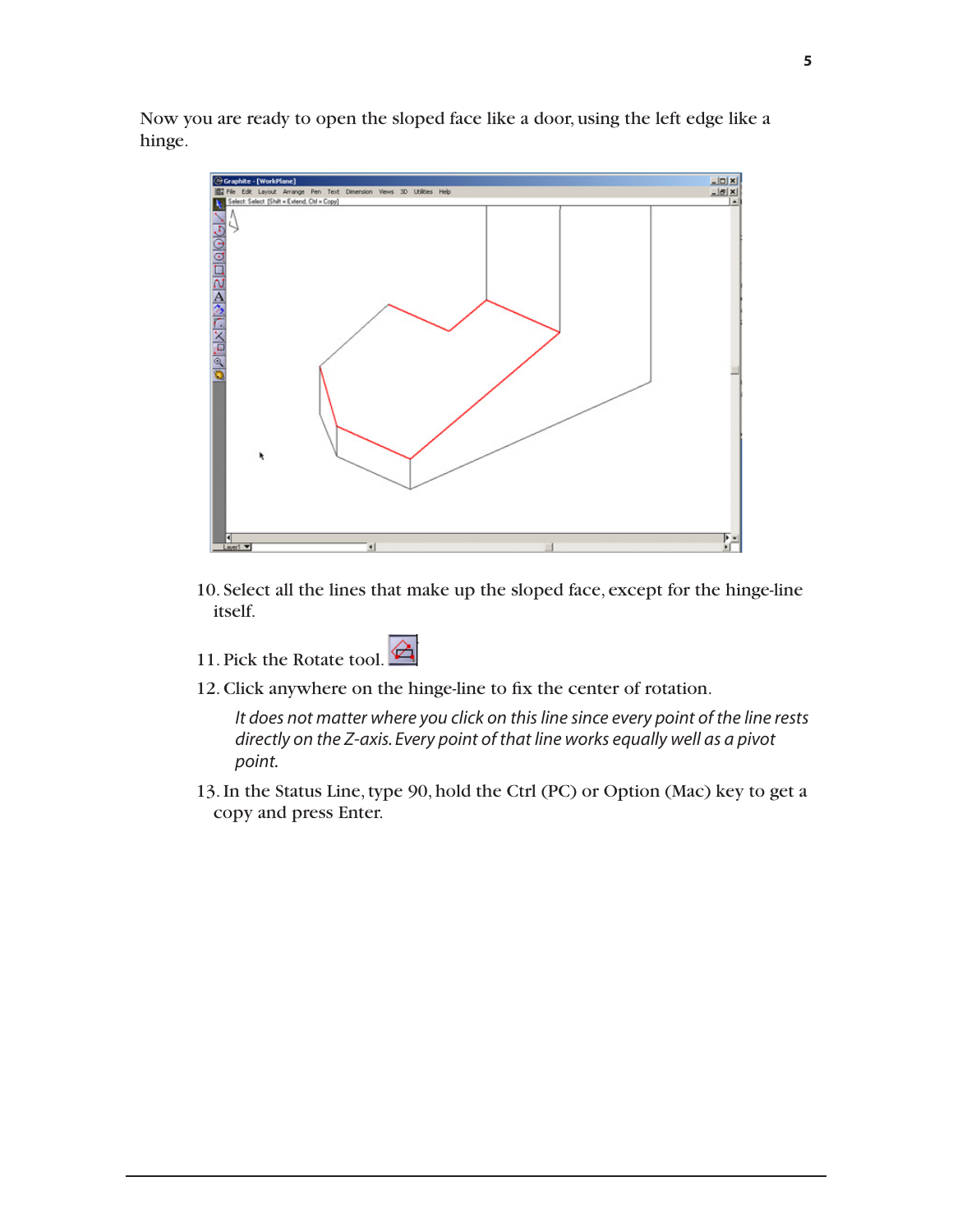Now you are ready to open the sloped face like a door, using the left edge like a hinge.

10. Select all the lines that make up the sloped face, except for the hinge-line itself.

11. Pick the Rotate tool.

12. Click anywhere on the hinge-line to fix the center of rotation.

    *It does not matter where you click on this line since every point of the line rests directly on the Z-axis. Every point of that line works equally well as a pivot point.*

13. In the Status Line, type 90, hold the Ctrl (PC) or Option (Mac) key to get a copy and press Enter.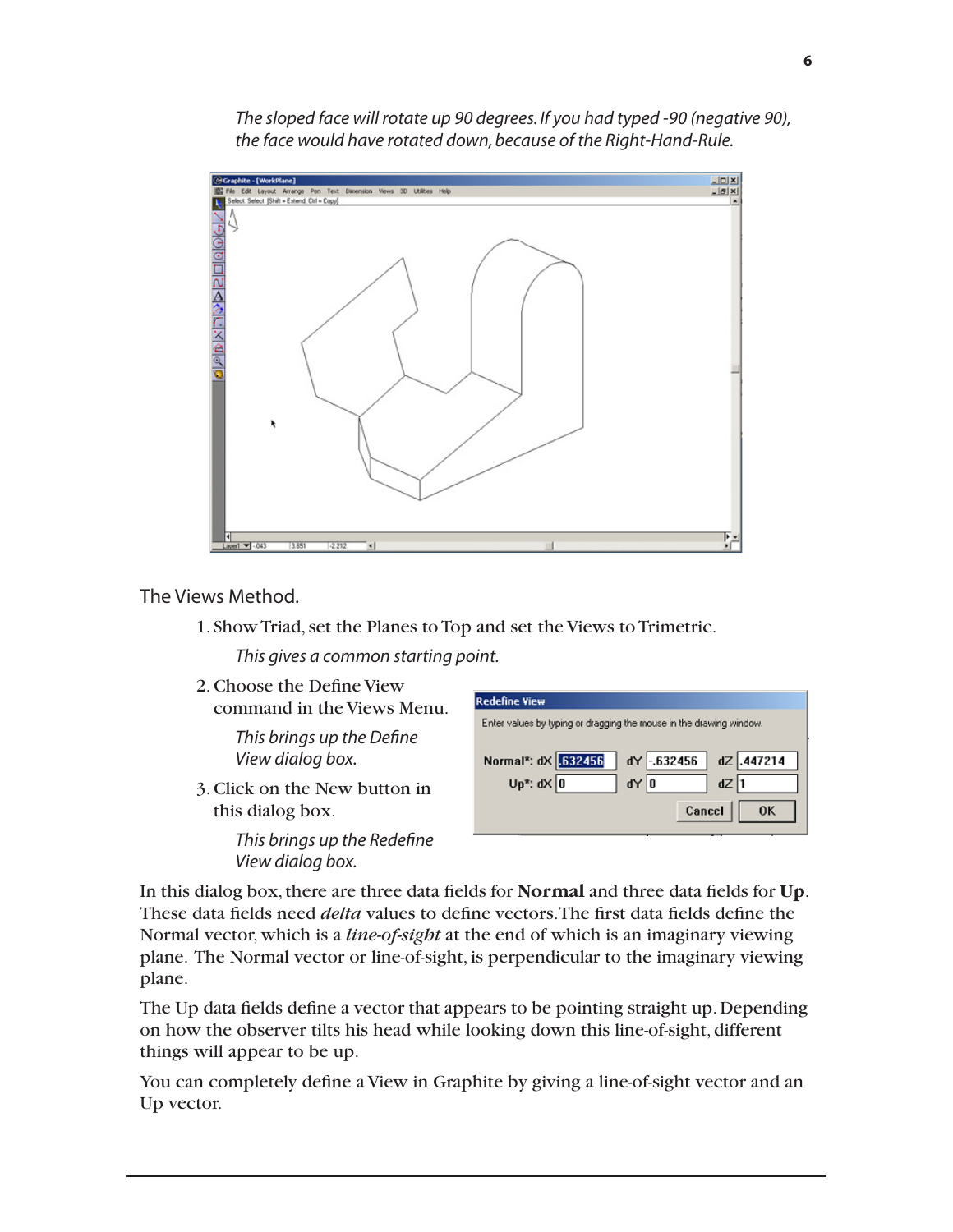*The sloped face will rotate up 90 degrees. If you had typed -90 (negative 90), the face would have rotated down, because of the Right-Hand-Rule.*

The Views Method.

1. Show Triad, set the Planes to Top and set the Views to Trimetric.

   *This gives a common starting point.*

2. Choose the Define View command in the Views Menu.

   *This brings up the Define View dialog box.*

3. Click on the New button in this dialog box.

   *This brings up the Redefine View dialog box.*

In this dialog box, there are three data fields for **Normal** and three data fields for **Up**. These data fields need *delta* values to define vectors. The first data fields define the Normal vector, which is a *line-of-sight* at the end of which is an imaginary viewing plane. The Normal vector or line-of-sight, is perpendicular to the imaginary viewing plane.

The Up data fields define a vector that appears to be pointing straight up. Depending on how the observer tilts his head while looking down this line-of-sight, different things will appear to be up.

You can completely define a View in Graphite by giving a line-of-sight vector and an Up vector.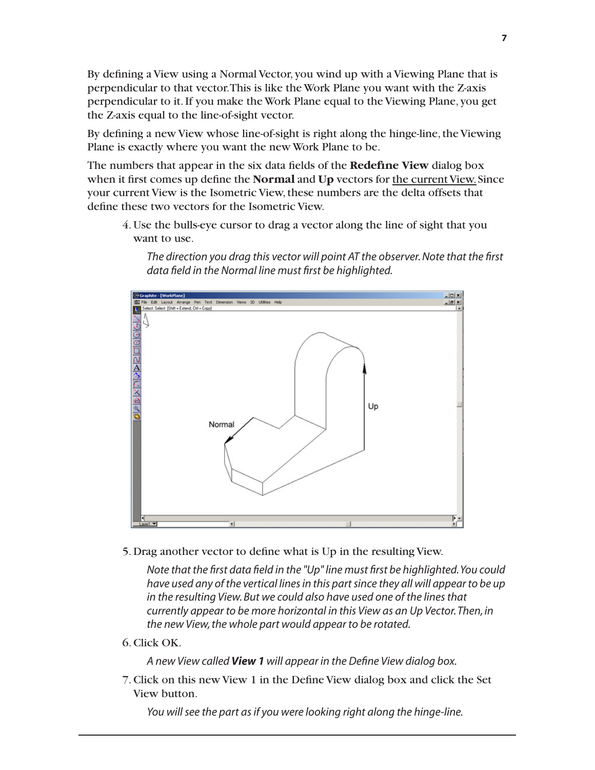By defining a View using a Normal Vector, you wind up with a Viewing Plane that is perpendicular to that vector. This is like the Work Plane you want with the Z-axis perpendicular to it. If you make the Work Plane equal to the Viewing Plane, you get the Z-axis equal to the line-of-sight vector.

By defining a new View whose line-of-sight is right along the hinge-line, the Viewing Plane is exactly where you want the new Work Plane to be.

The numbers that appear in the six data fields of the **Redefine View** dialog box when it first comes up define the **Normal** and **Up** vectors for <u>the current View.</u> Since your current View is the Isometric View, these numbers are the delta offsets that define these two vectors for the Isometric View.

4. Use the bulls-eye cursor to drag a vector along the line of sight that you want to use.

   *The direction you drag this vector will point AT the observer. Note that the first data field in the Normal line must first be highlighted.*

5. Drag another vector to define what is Up in the resulting View.

   *Note that the first data field in the "Up" line must first be highlighted. You could have used any of the vertical lines in this part since they all will appear to be up in the resulting View. But we could also have used one of the lines that currently appear to be more horizontal in this View as an Up Vector. Then, in the new View, the whole part would appear to be rotated.*

6. Click OK.

   *A new View called* ***View 1*** *will appear in the Define View dialog box.*

7. Click on this new View 1 in the Define View dialog box and click the Set View button.

   *You will see the part as if you were looking right along the hinge-line.*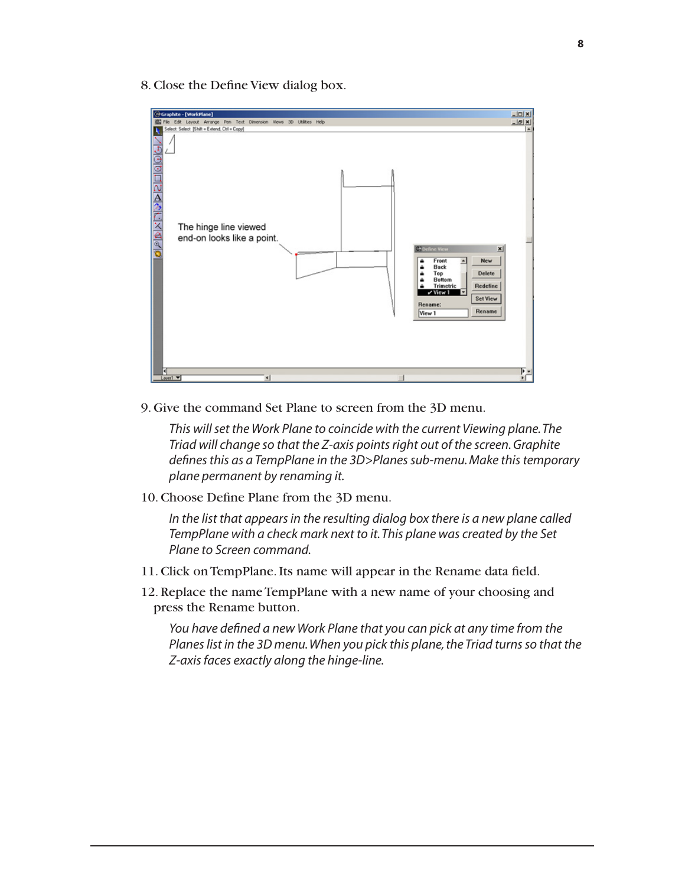8. Close the Define View dialog box.

The hinge line viewed end-on looks like a point.

9. Give the command Set Plane to screen from the 3D menu.

   *This will set the Work Plane to coincide with the current Viewing plane. The Triad will change so that the Z-axis points right out of the screen. Graphite defines this as a TempPlane in the 3D>Planes sub-menu. Make this temporary plane permanent by renaming it.*

10. Choose Define Plane from the 3D menu.

    *In the list that appears in the resulting dialog box there is a new plane called TempPlane with a check mark next to it. This plane was created by the Set Plane to Screen command.*

11. Click on TempPlane. Its name will appear in the Rename data field.

12. Replace the name TempPlane with a new name of your choosing and press the Rename button.

    *You have defined a new Work Plane that you can pick at any time from the Planes list in the 3D menu. When you pick this plane, the Triad turns so that the Z-axis faces exactly along the hinge-line.*